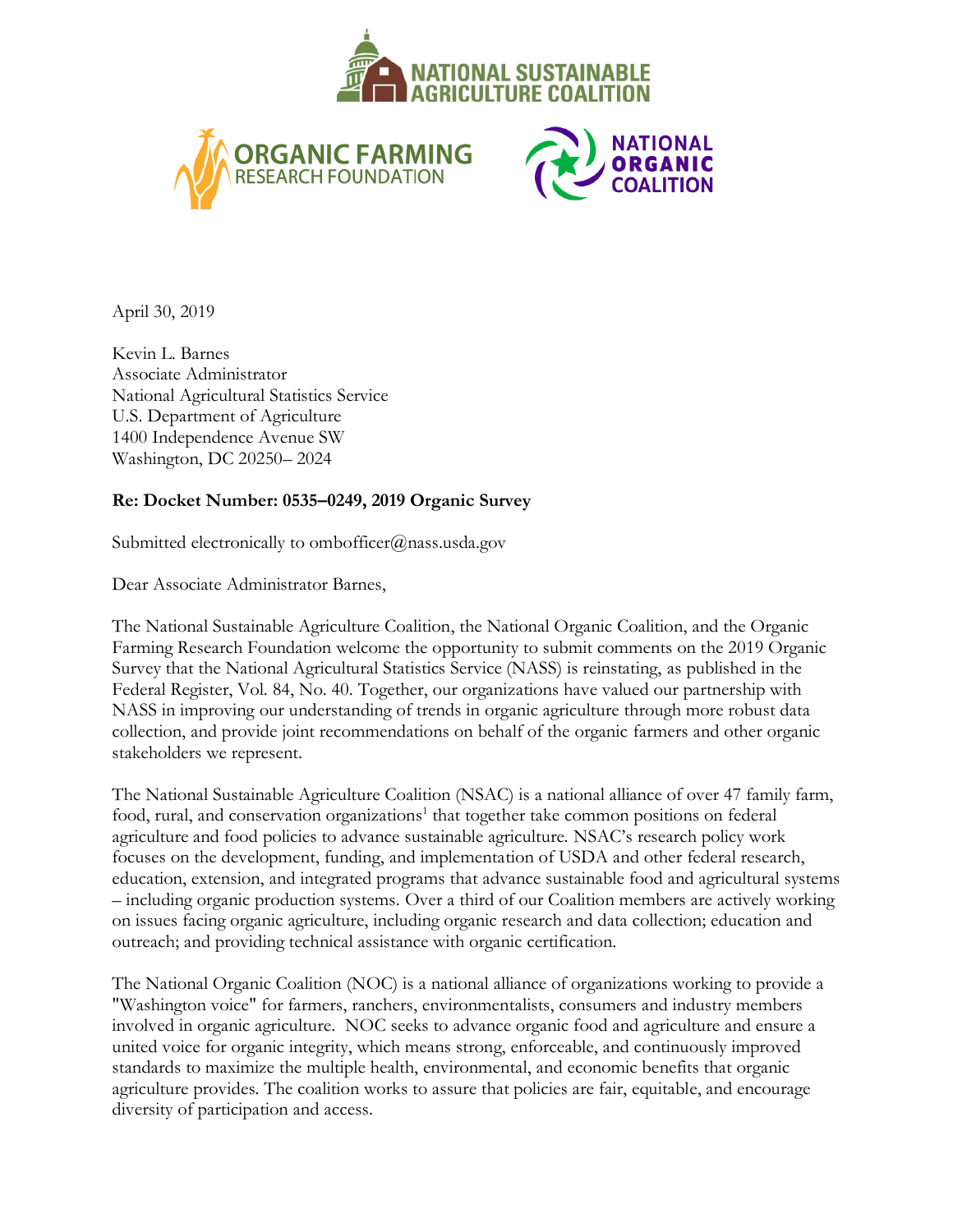NATIONAL SUSTAINABLE AGRICULTURE COALITION

ORGANIC FARMING RESEARCH FOUNDATION

NATIONAL ORGANIC COALITION

April 30, 2019

Kevin L. Barnes
Associate Administrator
National Agricultural Statistics Service
U.S. Department of Agriculture
1400 Independence Avenue SW
Washington, DC 20250– 2024

**Re: Docket Number: 0535–0249, 2019 Organic Survey**

Submitted electronically to ombofficer@nass.usda.gov

Dear Associate Administrator Barnes,

The National Sustainable Agriculture Coalition, the National Organic Coalition, and the Organic Farming Research Foundation welcome the opportunity to submit comments on the 2019 Organic Survey that the National Agricultural Statistics Service (NASS) is reinstating, as published in the Federal Register, Vol. 84, No. 40. Together, our organizations have valued our partnership with NASS in improving our understanding of trends in organic agriculture through more robust data collection, and provide joint recommendations on behalf of the organic farmers and other organic stakeholders we represent.

The National Sustainable Agriculture Coalition (NSAC) is a national alliance of over 47 family farm, food, rural, and conservation organizations[1] that together take common positions on federal agriculture and food policies to advance sustainable agriculture. NSAC's research policy work focuses on the development, funding, and implementation of USDA and other federal research, education, extension, and integrated programs that advance sustainable food and agricultural systems – including organic production systems. Over a third of our Coalition members are actively working on issues facing organic agriculture, including organic research and data collection; education and outreach; and providing technical assistance with organic certification.

The National Organic Coalition (NOC) is a national alliance of organizations working to provide a "Washington voice" for farmers, ranchers, environmentalists, consumers and industry members involved in organic agriculture. NOC seeks to advance organic food and agriculture and ensure a united voice for organic integrity, which means strong, enforceable, and continuously improved standards to maximize the multiple health, environmental, and economic benefits that organic agriculture provides. The coalition works to assure that policies are fair, equitable, and encourage diversity of participation and access.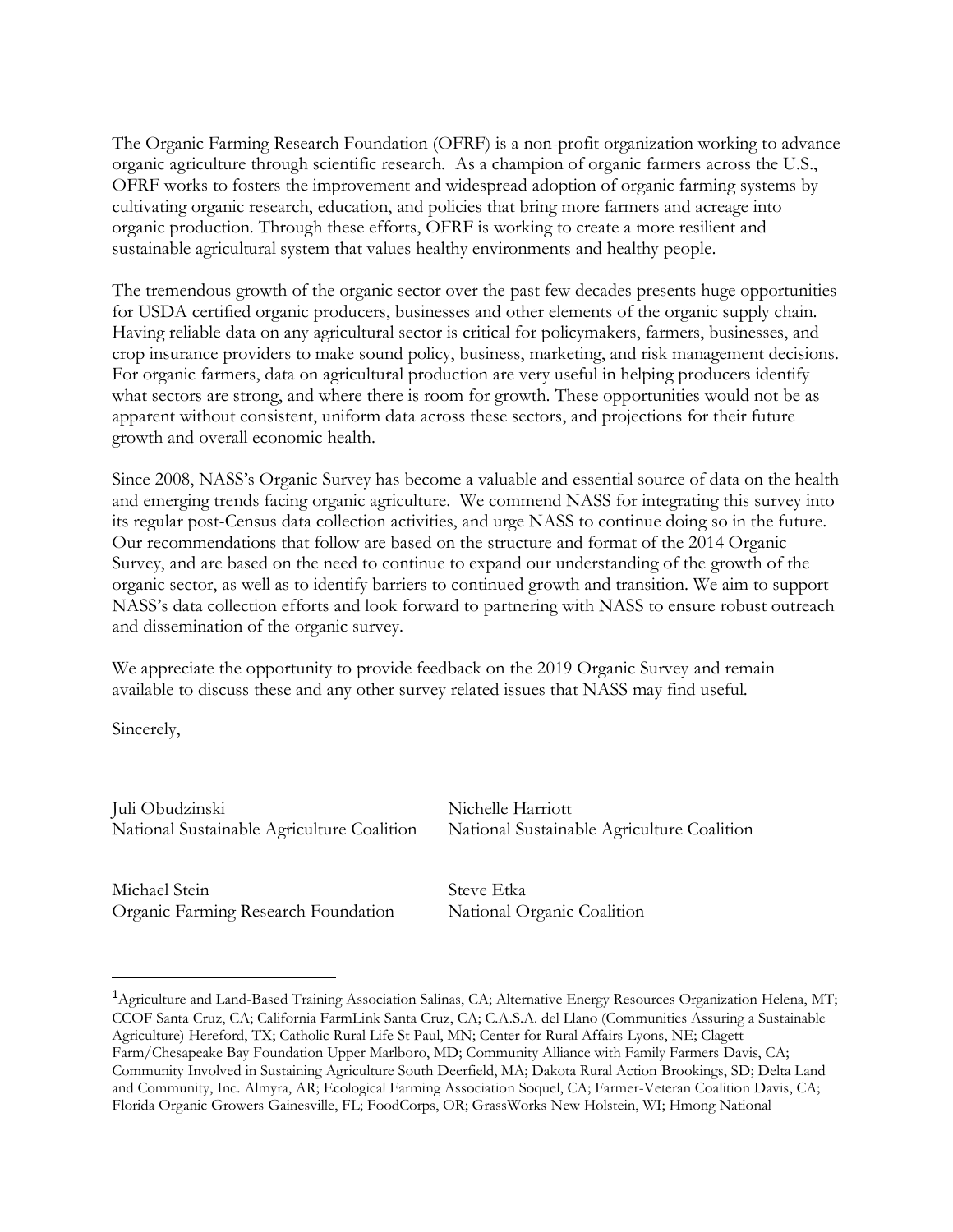The Organic Farming Research Foundation (OFRF) is a non-profit organization working to advance organic agriculture through scientific research. As a champion of organic farmers across the U.S., OFRF works to fosters the improvement and widespread adoption of organic farming systems by cultivating organic research, education, and policies that bring more farmers and acreage into organic production. Through these efforts, OFRF is working to create a more resilient and sustainable agricultural system that values healthy environments and healthy people.

The tremendous growth of the organic sector over the past few decades presents huge opportunities for USDA certified organic producers, businesses and other elements of the organic supply chain. Having reliable data on any agricultural sector is critical for policymakers, farmers, businesses, and crop insurance providers to make sound policy, business, marketing, and risk management decisions. For organic farmers, data on agricultural production are very useful in helping producers identify what sectors are strong, and where there is room for growth. These opportunities would not be as apparent without consistent, uniform data across these sectors, and projections for their future growth and overall economic health.

Since 2008, NASS's Organic Survey has become a valuable and essential source of data on the health and emerging trends facing organic agriculture. We commend NASS for integrating this survey into its regular post-Census data collection activities, and urge NASS to continue doing so in the future. Our recommendations that follow are based on the structure and format of the 2014 Organic Survey, and are based on the need to continue to expand our understanding of the growth of the organic sector, as well as to identify barriers to continued growth and transition. We aim to support NASS's data collection efforts and look forward to partnering with NASS to ensure robust outreach and dissemination of the organic survey.

We appreciate the opportunity to provide feedback on the 2019 Organic Survey and remain available to discuss these and any other survey related issues that NASS may find useful.

Sincerely,

Juli Obudzinski
National Sustainable Agriculture Coalition

Nichelle Harriott
National Sustainable Agriculture Coalition

Michael Stein
Organic Farming Research Foundation

Steve Etka
National Organic Coalition

---

[1] Agriculture and Land-Based Training Association Salinas, CA; Alternative Energy Resources Organization Helena, MT; CCOF Santa Cruz, CA; California FarmLink Santa Cruz, CA; C.A.S.A. del Llano (Communities Assuring a Sustainable Agriculture) Hereford, TX; Catholic Rural Life St Paul, MN; Center for Rural Affairs Lyons, NE; Clagett Farm/Chesapeake Bay Foundation Upper Marlboro, MD; Community Alliance with Family Farmers Davis, CA; Community Involved in Sustaining Agriculture South Deerfield, MA; Dakota Rural Action Brookings, SD; Delta Land and Community, Inc. Almyra, AR; Ecological Farming Association Soquel, CA; Farmer-Veteran Coalition Davis, CA; Florida Organic Growers Gainesville, FL; FoodCorps, OR; GrassWorks New Holstein, WI; Hmong National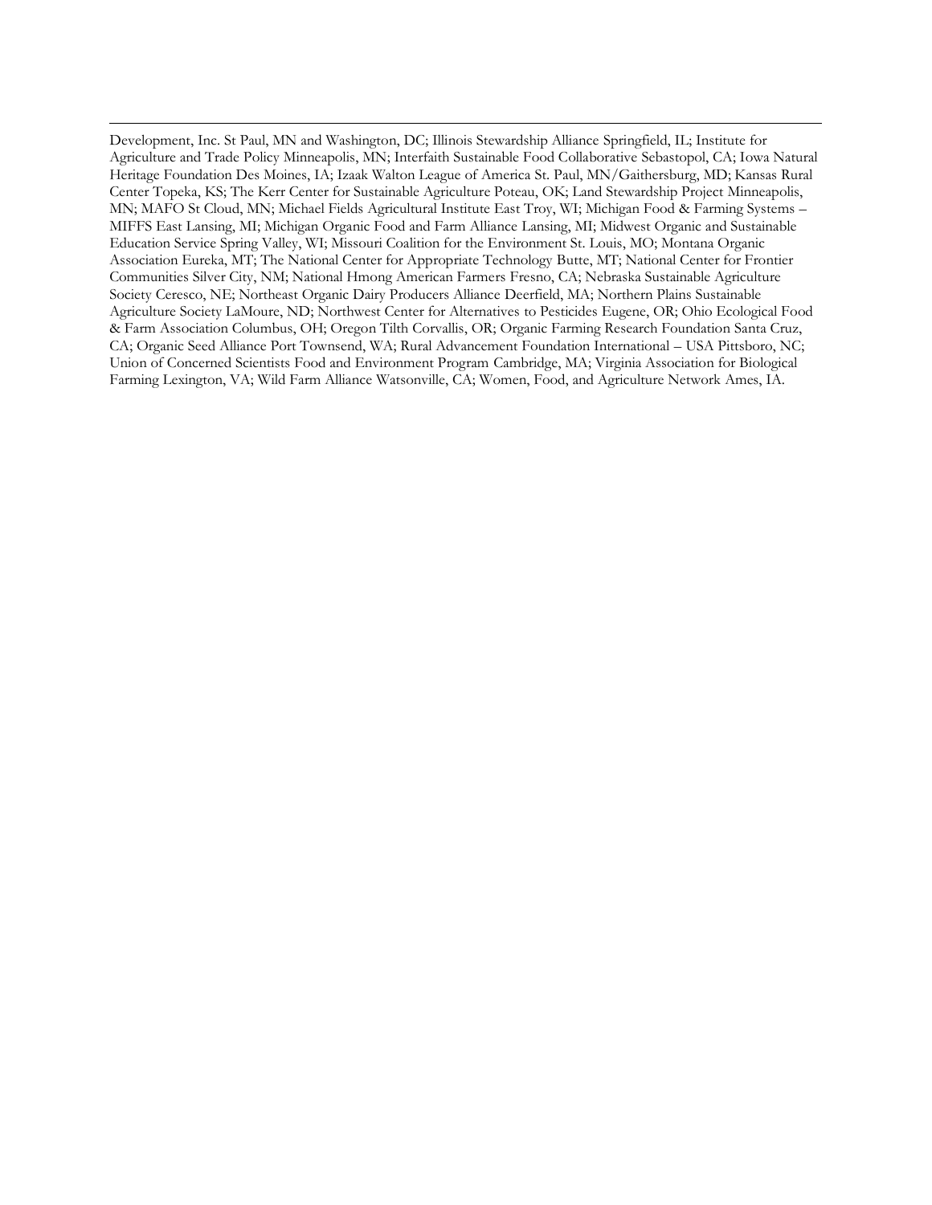Development, Inc. St Paul, MN and Washington, DC; Illinois Stewardship Alliance Springfield, IL; Institute for Agriculture and Trade Policy Minneapolis, MN; Interfaith Sustainable Food Collaborative Sebastopol, CA; Iowa Natural Heritage Foundation Des Moines, IA; Izaak Walton League of America St. Paul, MN/Gaithersburg, MD; Kansas Rural Center Topeka, KS; The Kerr Center for Sustainable Agriculture Poteau, OK; Land Stewardship Project Minneapolis, MN; MAFO St Cloud, MN; Michael Fields Agricultural Institute East Troy, WI; Michigan Food & Farming Systems – MIFFS East Lansing, MI; Michigan Organic Food and Farm Alliance Lansing, MI; Midwest Organic and Sustainable Education Service Spring Valley, WI; Missouri Coalition for the Environment St. Louis, MO; Montana Organic Association Eureka, MT; The National Center for Appropriate Technology Butte, MT; National Center for Frontier Communities Silver City, NM; National Hmong American Farmers Fresno, CA; Nebraska Sustainable Agriculture Society Ceresco, NE; Northeast Organic Dairy Producers Alliance Deerfield, MA; Northern Plains Sustainable Agriculture Society LaMoure, ND; Northwest Center for Alternatives to Pesticides Eugene, OR; Ohio Ecological Food & Farm Association Columbus, OH; Oregon Tilth Corvallis, OR; Organic Farming Research Foundation Santa Cruz, CA; Organic Seed Alliance Port Townsend, WA; Rural Advancement Foundation International – USA Pittsboro, NC; Union of Concerned Scientists Food and Environment Program Cambridge, MA; Virginia Association for Biological Farming Lexington, VA; Wild Farm Alliance Watsonville, CA; Women, Food, and Agriculture Network Ames, IA.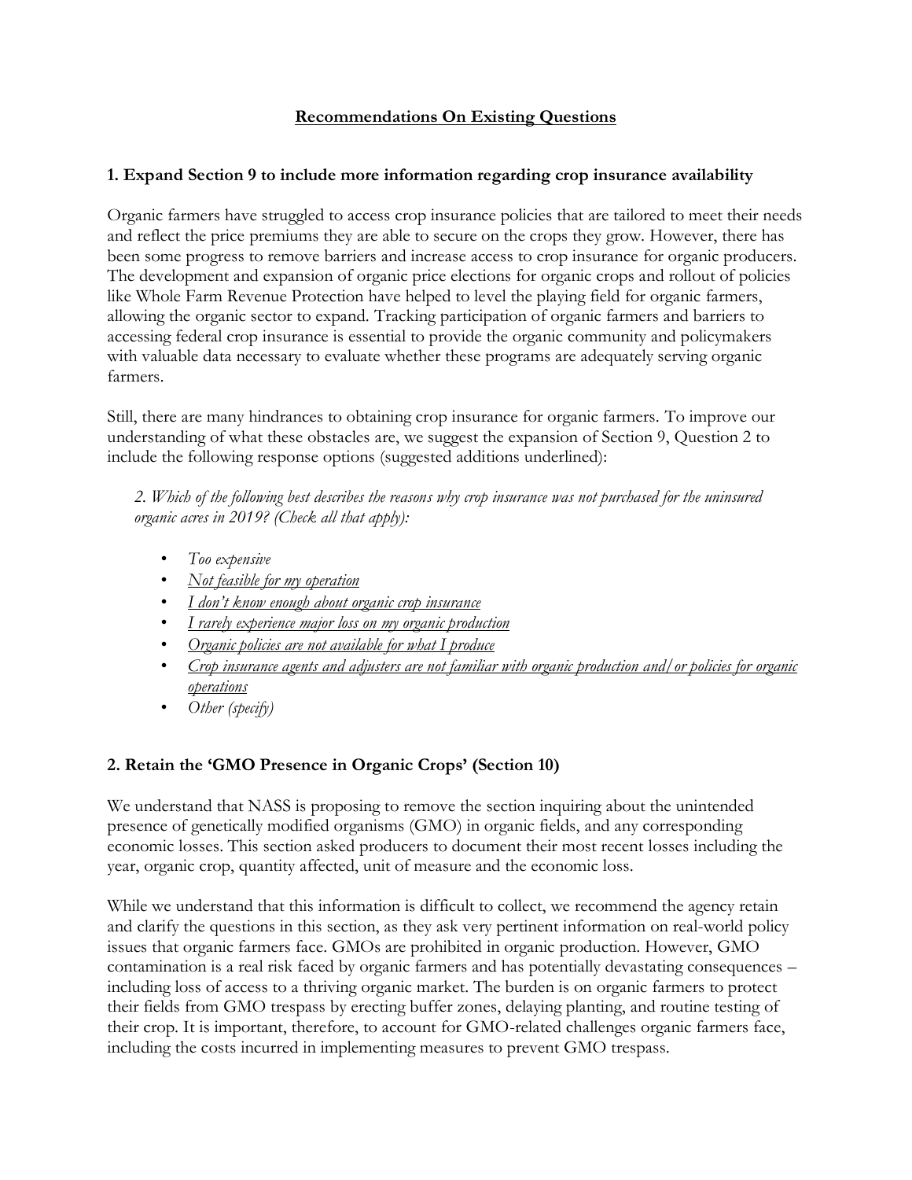## Recommendations On Existing Questions

### 1. Expand Section 9 to include more information regarding crop insurance availability

Organic farmers have struggled to access crop insurance policies that are tailored to meet their needs and reflect the price premiums they are able to secure on the crops they grow. However, there has been some progress to remove barriers and increase access to crop insurance for organic producers. The development and expansion of organic price elections for organic crops and rollout of policies like Whole Farm Revenue Protection have helped to level the playing field for organic farmers, allowing the organic sector to expand. Tracking participation of organic farmers and barriers to accessing federal crop insurance is essential to provide the organic community and policymakers with valuable data necessary to evaluate whether these programs are adequately serving organic farmers.

Still, there are many hindrances to obtaining crop insurance for organic farmers. To improve our understanding of what these obstacles are, we suggest the expansion of Section 9, Question 2 to include the following response options (suggested additions underlined):

*2. Which of the following best describes the reasons why crop insurance was not purchased for the uninsured organic acres in 2019? (Check all that apply):*

- *Too expensive*
- <u>*Not feasible for my operation*</u>
- <u>*I don't know enough about organic crop insurance*</u>
- <u>*I rarely experience major loss on my organic production*</u>
- <u>*Organic policies are not available for what I produce*</u>
- <u>*Crop insurance agents and adjusters are not familiar with organic production and/or policies for organic operations*</u>
- *Other (specify)*

### 2. Retain the 'GMO Presence in Organic Crops' (Section 10)

We understand that NASS is proposing to remove the section inquiring about the unintended presence of genetically modified organisms (GMO) in organic fields, and any corresponding economic losses. This section asked producers to document their most recent losses including the year, organic crop, quantity affected, unit of measure and the economic loss.

While we understand that this information is difficult to collect, we recommend the agency retain and clarify the questions in this section, as they ask very pertinent information on real-world policy issues that organic farmers face. GMOs are prohibited in organic production. However, GMO contamination is a real risk faced by organic farmers and has potentially devastating consequences – including loss of access to a thriving organic market. The burden is on organic farmers to protect their fields from GMO trespass by erecting buffer zones, delaying planting, and routine testing of their crop. It is important, therefore, to account for GMO-related challenges organic farmers face, including the costs incurred in implementing measures to prevent GMO trespass.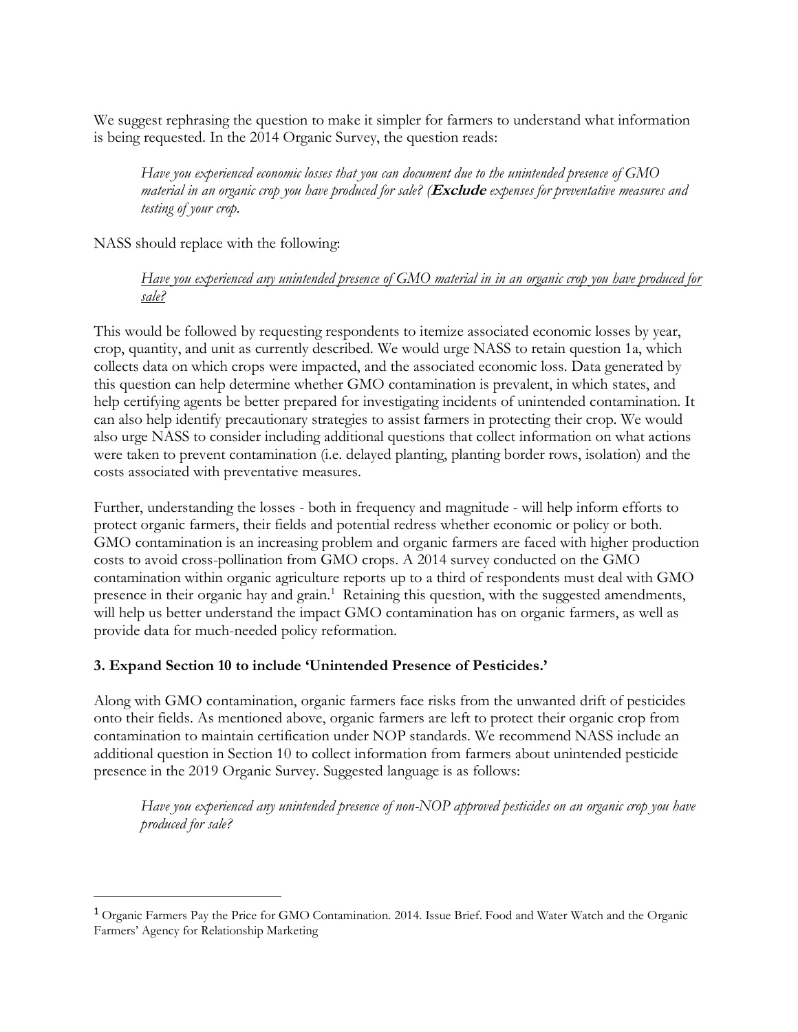We suggest rephrasing the question to make it simpler for farmers to understand what information is being requested. In the 2014 Organic Survey, the question reads:

> *Have you experienced economic losses that you can document due to the unintended presence of GMO material in an organic crop you have produced for sale? (**Exclude** expenses for preventative measures and testing of your crop.*

NASS should replace with the following:

> <u>*Have you experienced any unintended presence of GMO material in in an organic crop you have produced for sale?*</u>

This would be followed by requesting respondents to itemize associated economic losses by year, crop, quantity, and unit as currently described. We would urge NASS to retain question 1a, which collects data on which crops were impacted, and the associated economic loss. Data generated by this question can help determine whether GMO contamination is prevalent, in which states, and help certifying agents be better prepared for investigating incidents of unintended contamination. It can also help identify precautionary strategies to assist farmers in protecting their crop. We would also urge NASS to consider including additional questions that collect information on what actions were taken to prevent contamination (i.e. delayed planting, planting border rows, isolation) and the costs associated with preventative measures.

Further, understanding the losses - both in frequency and magnitude - will help inform efforts to protect organic farmers, their fields and potential redress whether economic or policy or both. GMO contamination is an increasing problem and organic farmers are faced with higher production costs to avoid cross-pollination from GMO crops. A 2014 survey conducted on the GMO contamination within organic agriculture reports up to a third of respondents must deal with GMO presence in their organic hay and grain.[1] Retaining this question, with the suggested amendments, will help us better understand the impact GMO contamination has on organic farmers, as well as provide data for much-needed policy reformation.

### 3. Expand Section 10 to include 'Unintended Presence of Pesticides.'

Along with GMO contamination, organic farmers face risks from the unwanted drift of pesticides onto their fields. As mentioned above, organic farmers are left to protect their organic crop from contamination to maintain certification under NOP standards. We recommend NASS include an additional question in Section 10 to collect information from farmers about unintended pesticide presence in the 2019 Organic Survey. Suggested language is as follows:

> *Have you experienced any unintended presence of non-NOP approved pesticides on an organic crop you have produced for sale?*

---

[1] Organic Farmers Pay the Price for GMO Contamination. 2014. Issue Brief. Food and Water Watch and the Organic Farmers' Agency for Relationship Marketing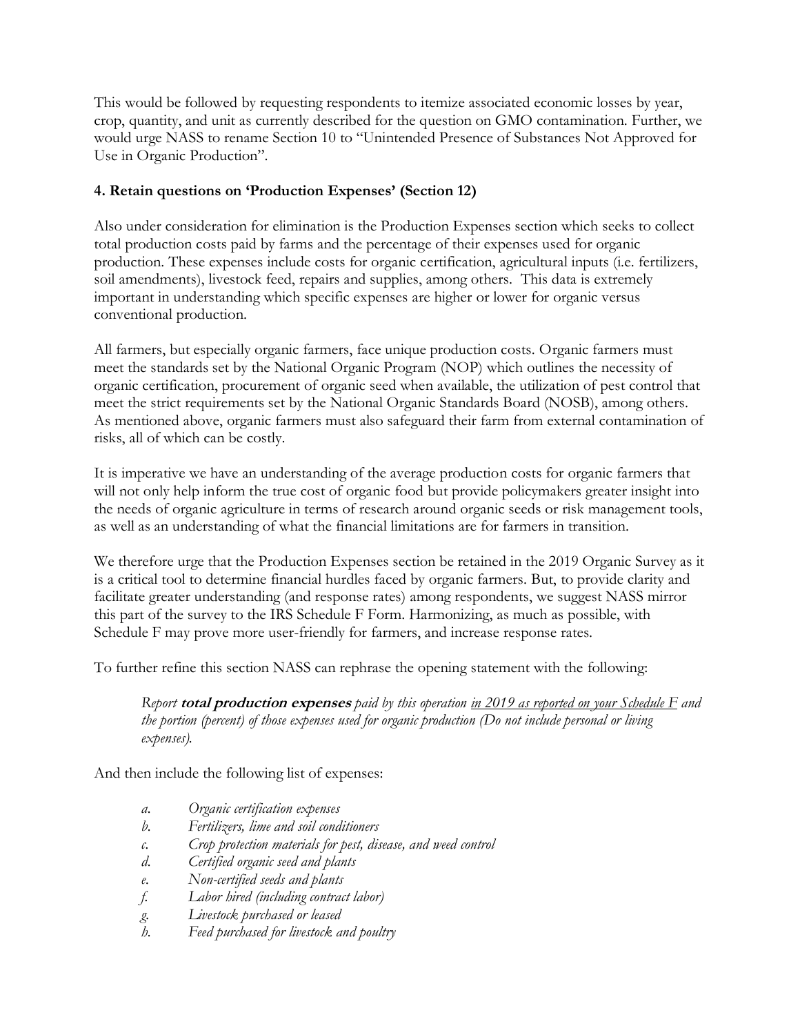This would be followed by requesting respondents to itemize associated economic losses by year, crop, quantity, and unit as currently described for the question on GMO contamination. Further, we would urge NASS to rename Section 10 to "Unintended Presence of Substances Not Approved for Use in Organic Production".

### 4. Retain questions on 'Production Expenses' (Section 12)

Also under consideration for elimination is the Production Expenses section which seeks to collect total production costs paid by farms and the percentage of their expenses used for organic production. These expenses include costs for organic certification, agricultural inputs (i.e. fertilizers, soil amendments), livestock feed, repairs and supplies, among others. This data is extremely important in understanding which specific expenses are higher or lower for organic versus conventional production.

All farmers, but especially organic farmers, face unique production costs. Organic farmers must meet the standards set by the National Organic Program (NOP) which outlines the necessity of organic certification, procurement of organic seed when available, the utilization of pest control that meet the strict requirements set by the National Organic Standards Board (NOSB), among others. As mentioned above, organic farmers must also safeguard their farm from external contamination of risks, all of which can be costly.

It is imperative we have an understanding of the average production costs for organic farmers that will not only help inform the true cost of organic food but provide policymakers greater insight into the needs of organic agriculture in terms of research around organic seeds or risk management tools, as well as an understanding of what the financial limitations are for farmers in transition.

We therefore urge that the Production Expenses section be retained in the 2019 Organic Survey as it is a critical tool to determine financial hurdles faced by organic farmers. But, to provide clarity and facilitate greater understanding (and response rates) among respondents, we suggest NASS mirror this part of the survey to the IRS Schedule F Form. Harmonizing, as much as possible, with Schedule F may prove more user-friendly for farmers, and increase response rates.

To further refine this section NASS can rephrase the opening statement with the following:

> *Report **total production expenses** paid by this operation <u>in 2019 as reported on your Schedule F</u> and the portion (percent) of those expenses used for organic production (Do not include personal or living expenses).*

And then include the following list of expenses:

- *a. Organic certification expenses*
- *b. Fertilizers, lime and soil conditioners*
- *c. Crop protection materials for pest, disease, and weed control*
- *d. Certified organic seed and plants*
- *e. Non-certified seeds and plants*
- *f. Labor hired (including contract labor)*
- *g. Livestock purchased or leased*
- *h. Feed purchased for livestock and poultry*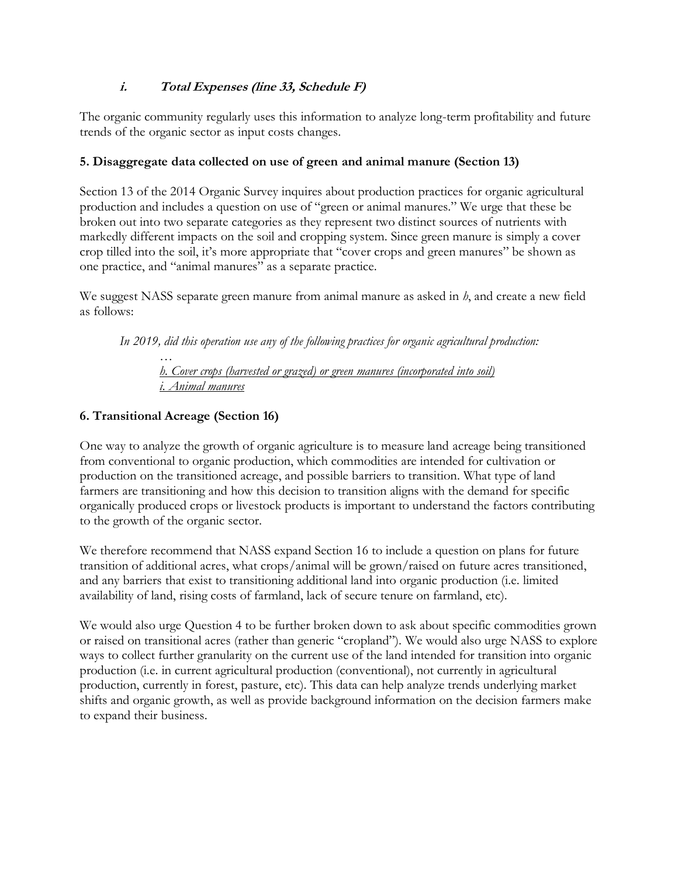#### *i. Total Expenses (line 33, Schedule F)*

The organic community regularly uses this information to analyze long-term profitability and future trends of the organic sector as input costs changes.

### 5. Disaggregate data collected on use of green and animal manure (Section 13)

Section 13 of the 2014 Organic Survey inquires about production practices for organic agricultural production and includes a question on use of "green or animal manures." We urge that these be broken out into two separate categories as they represent two distinct sources of nutrients with markedly different impacts on the soil and cropping system. Since green manure is simply a cover crop tilled into the soil, it's more appropriate that "cover crops and green manures" be shown as one practice, and "animal manures" as a separate practice.

We suggest NASS separate green manure from animal manure as asked in *h*, and create a new field as follows:

> *In 2019, did this operation use any of the following practices for organic agricultural production:*
>
> > …
> >
> > *<u>h. Cover crops (harvested or grazed) or green manures (incorporated into soil)</u>*
> > *<u>i. Animal manures</u>*

### 6. Transitional Acreage (Section 16)

One way to analyze the growth of organic agriculture is to measure land acreage being transitioned from conventional to organic production, which commodities are intended for cultivation or production on the transitioned acreage, and possible barriers to transition. What type of land farmers are transitioning and how this decision to transition aligns with the demand for specific organically produced crops or livestock products is important to understand the factors contributing to the growth of the organic sector.

We therefore recommend that NASS expand Section 16 to include a question on plans for future transition of additional acres, what crops/animal will be grown/raised on future acres transitioned, and any barriers that exist to transitioning additional land into organic production (i.e. limited availability of land, rising costs of farmland, lack of secure tenure on farmland, etc).

We would also urge Question 4 to be further broken down to ask about specific commodities grown or raised on transitional acres (rather than generic "cropland"). We would also urge NASS to explore ways to collect further granularity on the current use of the land intended for transition into organic production (i.e. in current agricultural production (conventional), not currently in agricultural production, currently in forest, pasture, etc). This data can help analyze trends underlying market shifts and organic growth, as well as provide background information on the decision farmers make to expand their business.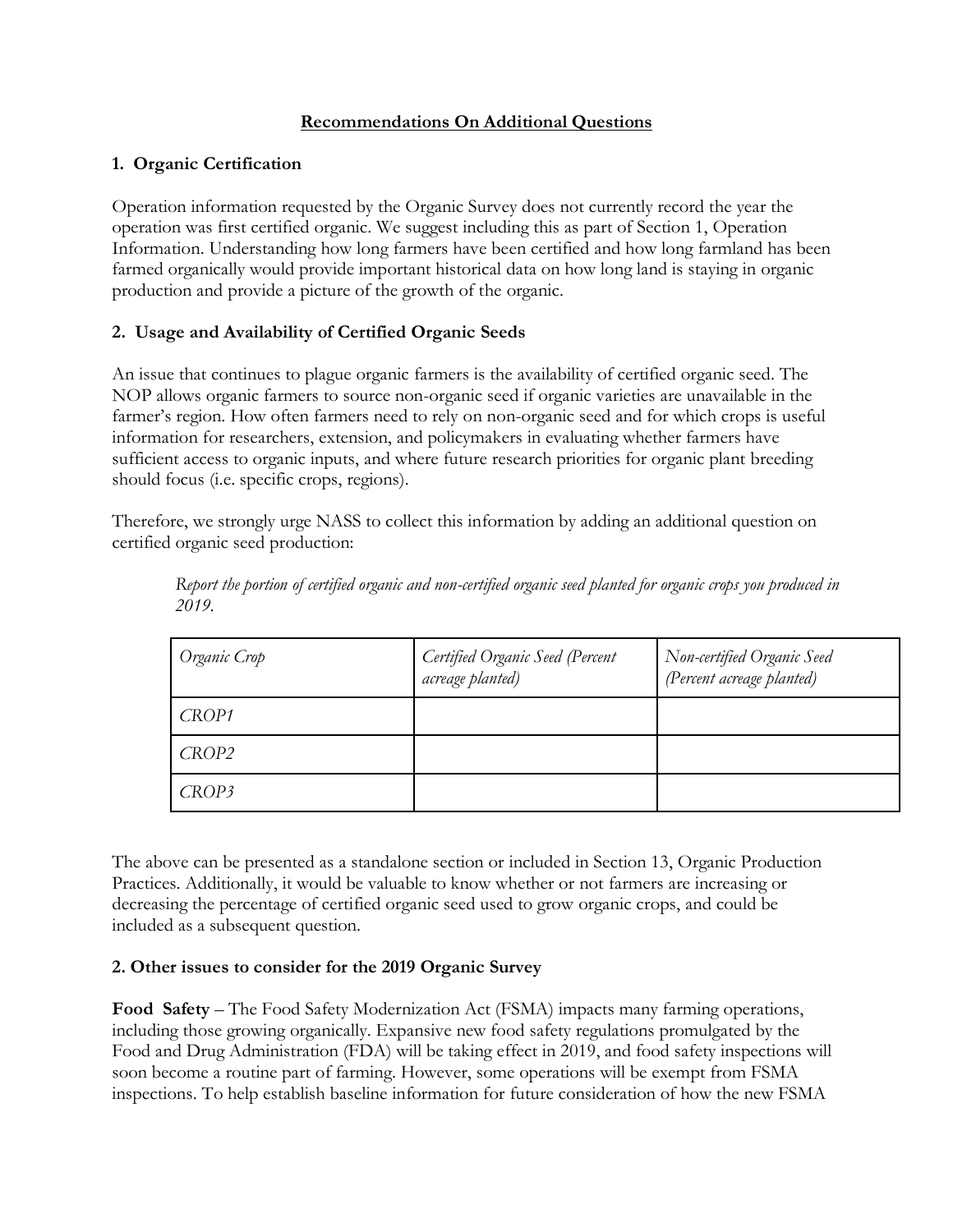## Recommendations On Additional Questions

### 1. Organic Certification

Operation information requested by the Organic Survey does not currently record the year the operation was first certified organic. We suggest including this as part of Section 1, Operation Information. Understanding how long farmers have been certified and how long farmland has been farmed organically would provide important historical data on how long land is staying in organic production and provide a picture of the growth of the organic.

### 2. Usage and Availability of Certified Organic Seeds

An issue that continues to plague organic farmers is the availability of certified organic seed. The NOP allows organic farmers to source non-organic seed if organic varieties are unavailable in the farmer's region. How often farmers need to rely on non-organic seed and for which crops is useful information for researchers, extension, and policymakers in evaluating whether farmers have sufficient access to organic inputs, and where future research priorities for organic plant breeding should focus (i.e. specific crops, regions).

Therefore, we strongly urge NASS to collect this information by adding an additional question on certified organic seed production:

> *Report the portion of certified organic and non-certified organic seed planted for organic crops you produced in 2019.*

| *Organic Crop* | *Certified Organic Seed (Percent acreage planted)* | *Non-certified Organic Seed (Percent acreage planted)* |
|---|---|---|
| *CROP1* | | |
| *CROP2* | | |
| *CROP3* | | |

The above can be presented as a standalone section or included in Section 13, Organic Production Practices. Additionally, it would be valuable to know whether or not farmers are increasing or decreasing the percentage of certified organic seed used to grow organic crops, and could be included as a subsequent question.

### 2. Other issues to consider for the 2019 Organic Survey

**Food Safety** – The Food Safety Modernization Act (FSMA) impacts many farming operations, including those growing organically. Expansive new food safety regulations promulgated by the Food and Drug Administration (FDA) will be taking effect in 2019, and food safety inspections will soon become a routine part of farming. However, some operations will be exempt from FSMA inspections. To help establish baseline information for future consideration of how the new FSMA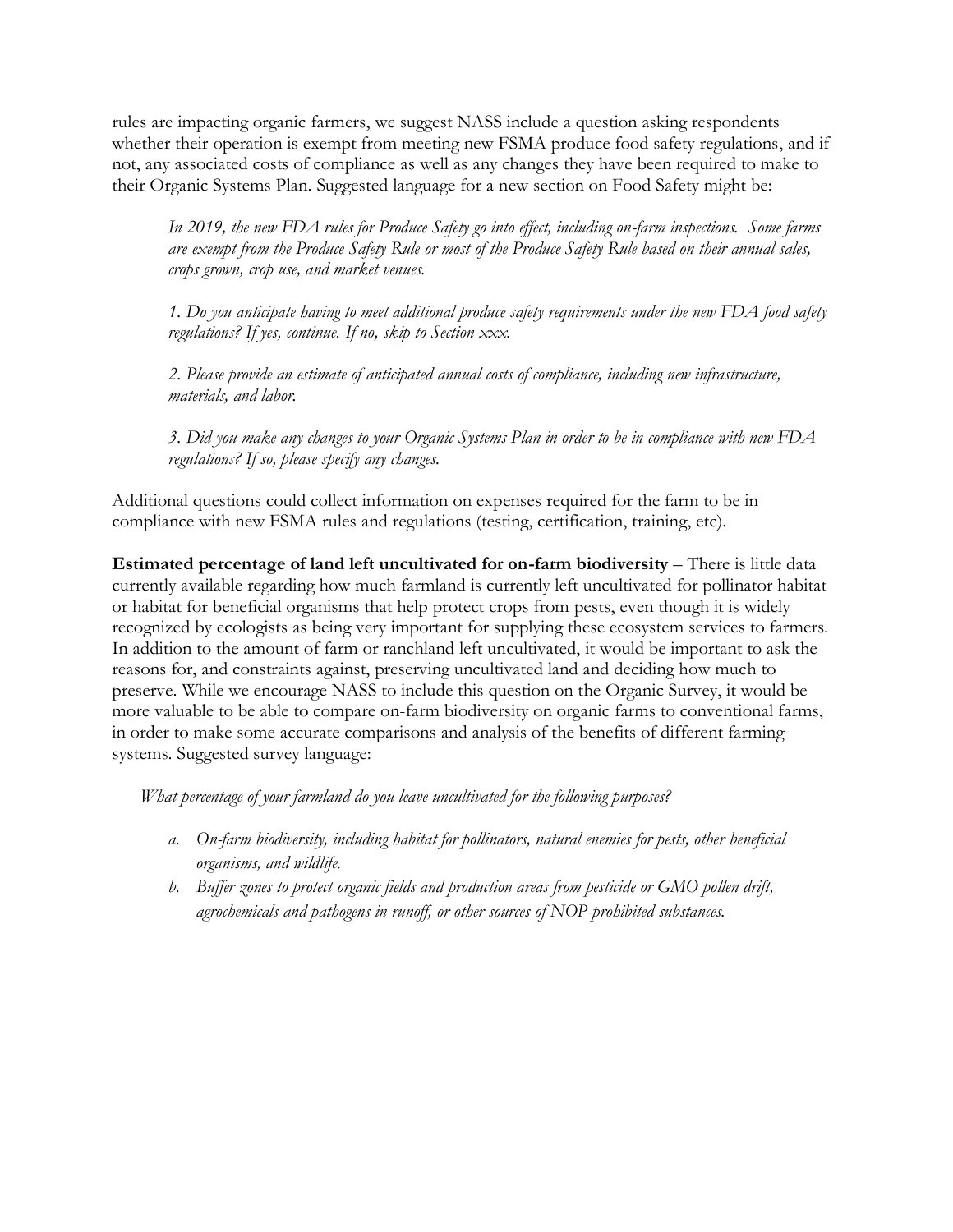rules are impacting organic farmers, we suggest NASS include a question asking respondents whether their operation is exempt from meeting new FSMA produce food safety regulations, and if not, any associated costs of compliance as well as any changes they have been required to make to their Organic Systems Plan. Suggested language for a new section on Food Safety might be:

> *In 2019, the new FDA rules for Produce Safety go into effect, including on-farm inspections. Some farms are exempt from the Produce Safety Rule or most of the Produce Safety Rule based on their annual sales, crops grown, crop use, and market venues.*
>
> *1. Do you anticipate having to meet additional produce safety requirements under the new FDA food safety regulations? If yes, continue. If no, skip to Section xxx.*
>
> *2. Please provide an estimate of anticipated annual costs of compliance, including new infrastructure, materials, and labor.*
>
> *3. Did you make any changes to your Organic Systems Plan in order to be in compliance with new FDA regulations? If so, please specify any changes.*

Additional questions could collect information on expenses required for the farm to be in compliance with new FSMA rules and regulations (testing, certification, training, etc).

**Estimated percentage of land left uncultivated for on-farm biodiversity** – There is little data currently available regarding how much farmland is currently left uncultivated for pollinator habitat or habitat for beneficial organisms that help protect crops from pests, even though it is widely recognized by ecologists as being very important for supplying these ecosystem services to farmers. In addition to the amount of farm or ranchland left uncultivated, it would be important to ask the reasons for, and constraints against, preserving uncultivated land and deciding how much to preserve. While we encourage NASS to include this question on the Organic Survey, it would be more valuable to be able to compare on-farm biodiversity on organic farms to conventional farms, in order to make some accurate comparisons and analysis of the benefits of different farming systems. Suggested survey language:

> *What percentage of your farmland do you leave uncultivated for the following purposes?*
>
> a. *On-farm biodiversity, including habitat for pollinators, natural enemies for pests, other beneficial organisms, and wildlife.*
> b. *Buffer zones to protect organic fields and production areas from pesticide or GMO pollen drift, agrochemicals and pathogens in runoff, or other sources of NOP-prohibited substances.*